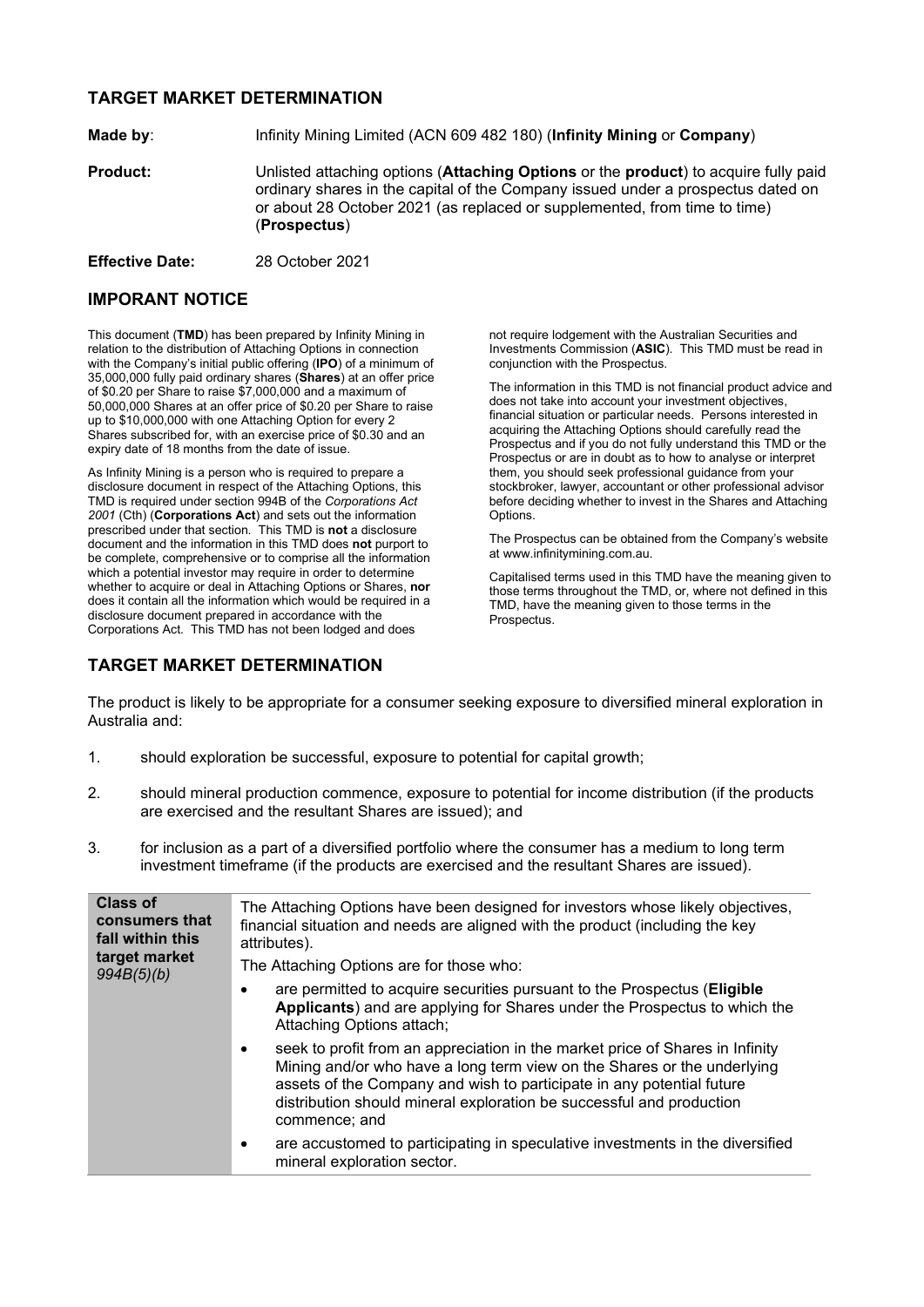# TARGET MARKET DETERMINATION

**Made by**: Infinity Mining Limited (ACN 609 482 180) (**Infinity Mining** or **Company**)

**Product:** Unlisted attaching options (**Attaching Options** or the **product**) to acquire fully paid ordinary shares in the capital of the Company issued under a prospectus dated on or about 28 October 2021 (as replaced or supplemented, from time to time) (**Prospectus**)

**Effective Date:** 28 October 2021

## IMPORANT NOTICE

This document (**TMD**) has been prepared by Infinity Mining in relation to the distribution of Attaching Options in connection with the Company's initial public offering (**IPO**) of a minimum of 35,000,000 fully paid ordinary shares (**Shares**) at an offer price of $0.20 per Share to raise $7,000,000 and a maximum of 50,000,000 Shares at an offer price of $0.20 per Share to raise up to $10,000,000 with one Attaching Option for every 2 Shares subscribed for, with an exercise price of $0.30 and an expiry date of 18 months from the date of issue.

As Infinity Mining is a person who is required to prepare a disclosure document in respect of the Attaching Options, this TMD is required under section 994B of the *Corporations Act 2001* (Cth) (**Corporations Act**) and sets out the information prescribed under that section. This TMD is **not** a disclosure document and the information in this TMD does **not** purport to be complete, comprehensive or to comprise all the information which a potential investor may require in order to determine whether to acquire or deal in Attaching Options or Shares, **nor** does it contain all the information which would be required in a disclosure document prepared in accordance with the Corporations Act. This TMD has not been lodged and does not require lodgement with the Australian Securities and Investments Commission (**ASIC**). This TMD must be read in conjunction with the Prospectus.

The information in this TMD is not financial product advice and does not take into account your investment objectives, financial situation or particular needs. Persons interested in acquiring the Attaching Options should carefully read the Prospectus and if you do not fully understand this TMD or the Prospectus or are in doubt as to how to analyse or interpret them, you should seek professional guidance from your stockbroker, lawyer, accountant or other professional advisor before deciding whether to invest in the Shares and Attaching Options.

The Prospectus can be obtained from the Company's website at www.infinitymining.com.au.

Capitalised terms used in this TMD have the meaning given to those terms throughout the TMD, or, where not defined in this TMD, have the meaning given to those terms in the Prospectus.

## TARGET MARKET DETERMINATION

The product is likely to be appropriate for a consumer seeking exposure to diversified mineral exploration in Australia and:

1. should exploration be successful, exposure to potential for capital growth;
2. should mineral production commence, exposure to potential for income distribution (if the products are exercised and the resultant Shares are issued); and
3. for inclusion as a part of a diversified portfolio where the consumer has a medium to long term investment timeframe (if the products are exercised and the resultant Shares are issued).

| | |
|---|---|
| **Class of consumers that fall within this target market** *994B(5)(b)* | The Attaching Options have been designed for investors whose likely objectives, financial situation and needs are aligned with the product (including the key attributes).<br>The Attaching Options are for those who:<br>• are permitted to acquire securities pursuant to the Prospectus (**Eligible Applicants**) and are applying for Shares under the Prospectus to which the Attaching Options attach;<br>• seek to profit from an appreciation in the market price of Shares in Infinity Mining and/or who have a long term view on the Shares or the underlying assets of the Company and wish to participate in any potential future distribution should mineral exploration be successful and production commence; and<br>• are accustomed to participating in speculative investments in the diversified mineral exploration sector. |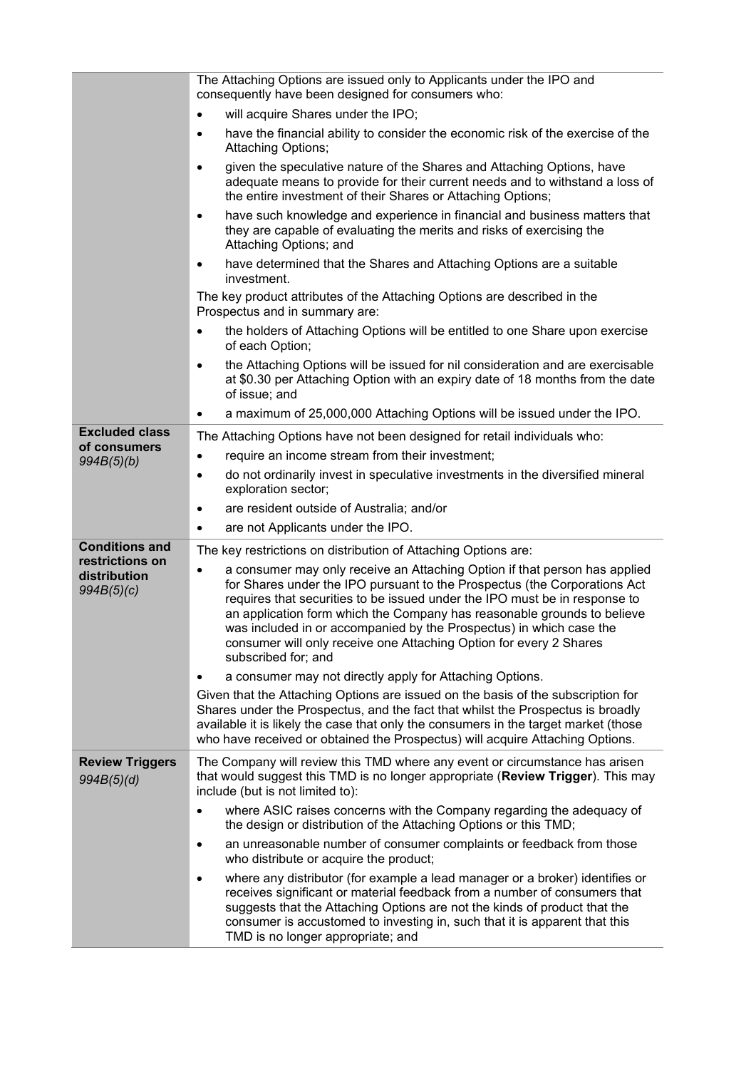| | |
|---|---|
| | The Attaching Options are issued only to Applicants under the IPO and consequently have been designed for consumers who:<br>• will acquire Shares under the IPO;<br>• have the financial ability to consider the economic risk of the exercise of the Attaching Options;<br>• given the speculative nature of the Shares and Attaching Options, have adequate means to provide for their current needs and to withstand a loss of the entire investment of their Shares or Attaching Options;<br>• have such knowledge and experience in financial and business matters that they are capable of evaluating the merits and risks of exercising the Attaching Options; and<br>• have determined that the Shares and Attaching Options are a suitable investment.<br>The key product attributes of the Attaching Options are described in the Prospectus and in summary are:<br>• the holders of Attaching Options will be entitled to one Share upon exercise of each Option;<br>• the Attaching Options will be issued for nil consideration and are exercisable at \$0.30 per Attaching Option with an expiry date of 18 months from the date of issue; and<br>• a maximum of 25,000,000 Attaching Options will be issued under the IPO. |
| **Excluded class of consumers** *994B(5)(b)* | The Attaching Options have not been designed for retail individuals who:<br>• require an income stream from their investment;<br>• do not ordinarily invest in speculative investments in the diversified mineral exploration sector;<br>• are resident outside of Australia; and/or<br>• are not Applicants under the IPO. |
| **Conditions and restrictions on distribution** *994B(5)(c)* | The key restrictions on distribution of Attaching Options are:<br>• a consumer may only receive an Attaching Option if that person has applied for Shares under the IPO pursuant to the Prospectus (the Corporations Act requires that securities to be issued under the IPO must be in response to an application form which the Company has reasonable grounds to believe was included in or accompanied by the Prospectus) in which case the consumer will only receive one Attaching Option for every 2 Shares subscribed for; and<br>• a consumer may not directly apply for Attaching Options.<br>Given that the Attaching Options are issued on the basis of the subscription for Shares under the Prospectus, and the fact that whilst the Prospectus is broadly available it is likely the case that only the consumers in the target market (those who have received or obtained the Prospectus) will acquire Attaching Options. |
| **Review Triggers** *994B(5)(d)* | The Company will review this TMD where any event or circumstance has arisen that would suggest this TMD is no longer appropriate (**Review Trigger**). This may include (but is not limited to):<br>• where ASIC raises concerns with the Company regarding the adequacy of the design or distribution of the Attaching Options or this TMD;<br>• an unreasonable number of consumer complaints or feedback from those who distribute or acquire the product;<br>• where any distributor (for example a lead manager or a broker) identifies or receives significant or material feedback from a number of consumers that suggests that the Attaching Options are not the kinds of product that the consumer is accustomed to investing in, such that it is apparent that this TMD is no longer appropriate; and |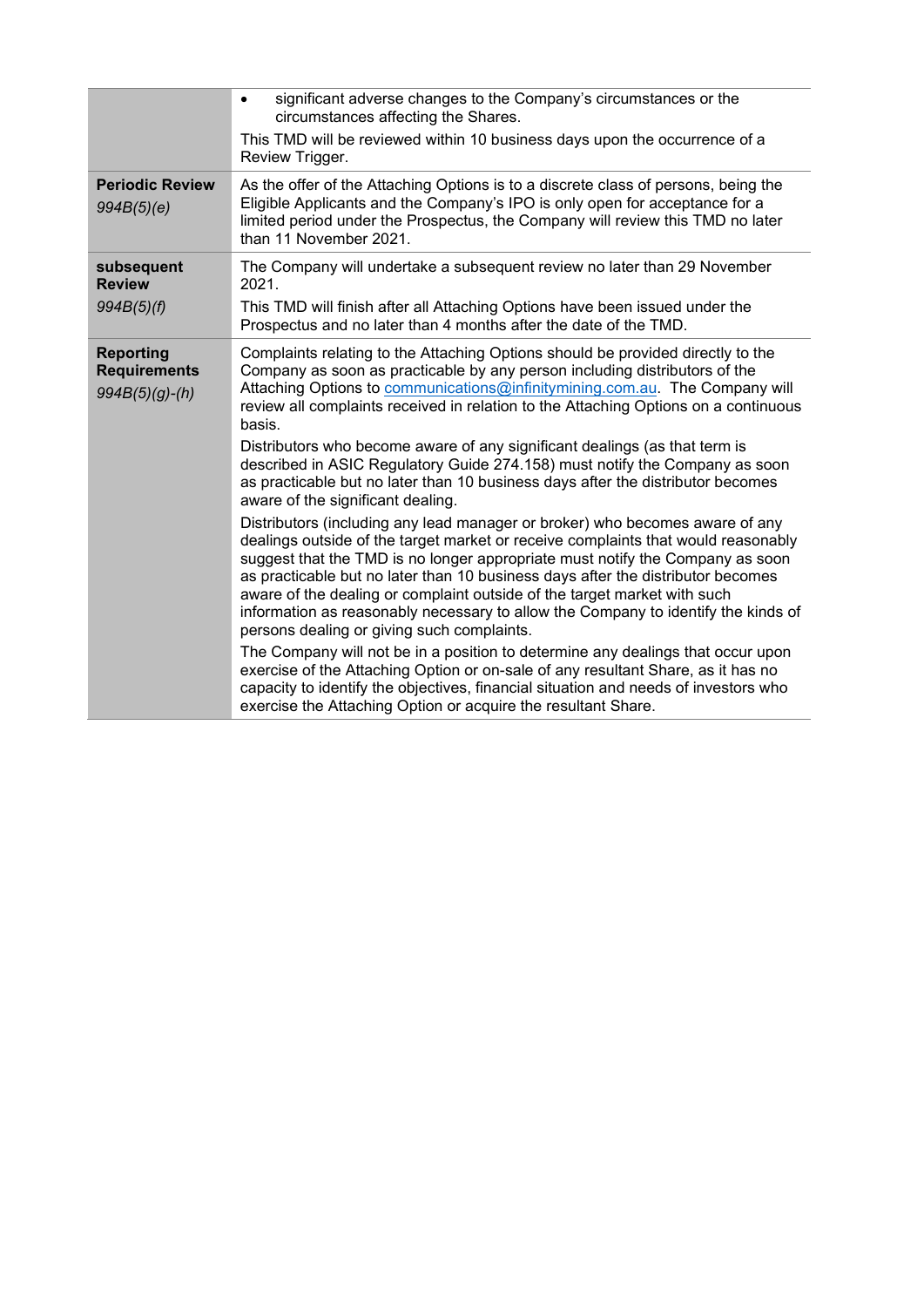| | |
|---|---|
| | • significant adverse changes to the Company's circumstances or the circumstances affecting the Shares.<br><br>This TMD will be reviewed within 10 business days upon the occurrence of a Review Trigger. |
| **Periodic Review**<br>*994B(5)(e)* | As the offer of the Attaching Options is to a discrete class of persons, being the Eligible Applicants and the Company's IPO is only open for acceptance for a limited period under the Prospectus, the Company will review this TMD no later than 11 November 2021. |
| **subsequent Review**<br>*994B(5)(f)* | The Company will undertake a subsequent review no later than 29 November 2021.<br><br>This TMD will finish after all Attaching Options have been issued under the Prospectus and no later than 4 months after the date of the TMD. |
| **Reporting Requirements**<br>*994B(5)(g)-(h)* | Complaints relating to the Attaching Options should be provided directly to the Company as soon as practicable by any person including distributors of the Attaching Options to communications@infinitymining.com.au. The Company will review all complaints received in relation to the Attaching Options on a continuous basis.<br><br>Distributors who become aware of any significant dealings (as that term is described in ASIC Regulatory Guide 274.158) must notify the Company as soon as practicable but no later than 10 business days after the distributor becomes aware of the significant dealing.<br><br>Distributors (including any lead manager or broker) who becomes aware of any dealings outside of the target market or receive complaints that would reasonably suggest that the TMD is no longer appropriate must notify the Company as soon as practicable but no later than 10 business days after the distributor becomes aware of the dealing or complaint outside of the target market with such information as reasonably necessary to allow the Company to identify the kinds of persons dealing or giving such complaints.<br><br>The Company will not be in a position to determine any dealings that occur upon exercise of the Attaching Option or on-sale of any resultant Share, as it has no capacity to identify the objectives, financial situation and needs of investors who exercise the Attaching Option or acquire the resultant Share. |